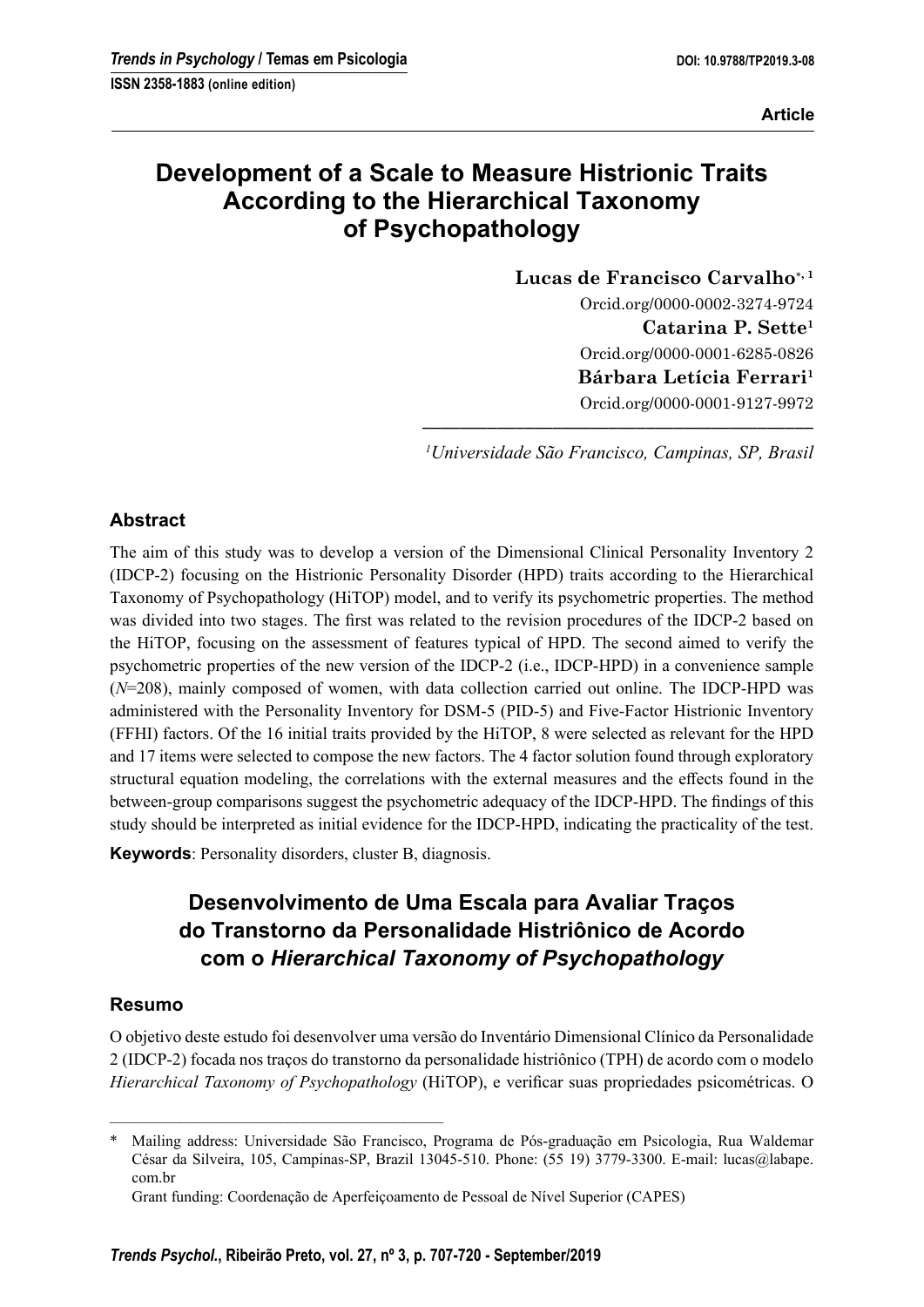Article

# Development of a Scale to Measure Histrionic Traits According to the Hierarchical Taxonomy of Psychopathology

**Lucas de Francisco Carvalho**[*, 1]
Orcid.org/0000-0002-3274-9724
**Catarina P. Sette**[1]
Orcid.org/0000-0001-6285-0826
**Bárbara Letícia Ferrari**[1]
Orcid.org/0000-0001-9127-9972

[1]*Universidade São Francisco, Campinas, SP, Brasil*

## Abstract

The aim of this study was to develop a version of the Dimensional Clinical Personality Inventory 2 (IDCP-2) focusing on the Histrionic Personality Disorder (HPD) traits according to the Hierarchical Taxonomy of Psychopathology (HiTOP) model, and to verify its psychometric properties. The method was divided into two stages. The first was related to the revision procedures of the IDCP-2 based on the HiTOP, focusing on the assessment of features typical of HPD. The second aimed to verify the psychometric properties of the new version of the IDCP-2 (i.e., IDCP-HPD) in a convenience sample (*N*=208), mainly composed of women, with data collection carried out online. The IDCP-HPD was administered with the Personality Inventory for DSM-5 (PID-5) and Five-Factor Histrionic Inventory (FFHI) factors. Of the 16 initial traits provided by the HiTOP, 8 were selected as relevant for the HPD and 17 items were selected to compose the new factors. The 4 factor solution found through exploratory structural equation modeling, the correlations with the external measures and the effects found in the between-group comparisons suggest the psychometric adequacy of the IDCP-HPD. The findings of this study should be interpreted as initial evidence for the IDCP-HPD, indicating the practicality of the test.

**Keywords**: Personality disorders, cluster B, diagnosis.

# Desenvolvimento de Uma Escala para Avaliar Traços do Transtorno da Personalidade Histriônico de Acordo com o *Hierarchical Taxonomy of Psychopathology*

## Resumo

O objetivo deste estudo foi desenvolver uma versão do Inventário Dimensional Clínico da Personalidade 2 (IDCP-2) focada nos traços do transtorno da personalidade histriônico (TPH) de acordo com o modelo *Hierarchical Taxonomy of Psychopathology* (HiTOP), e verificar suas propriedades psicométricas. O

---

\* Mailing address: Universidade São Francisco, Programa de Pós-graduação em Psicologia, Rua Waldemar César da Silveira, 105, Campinas-SP, Brazil 13045-510. Phone: (55 19) 3779-3300. E-mail: lucas@labape.com.br

Grant funding: Coordenação de Aperfeiçoamento de Pessoal de Nível Superior (CAPES)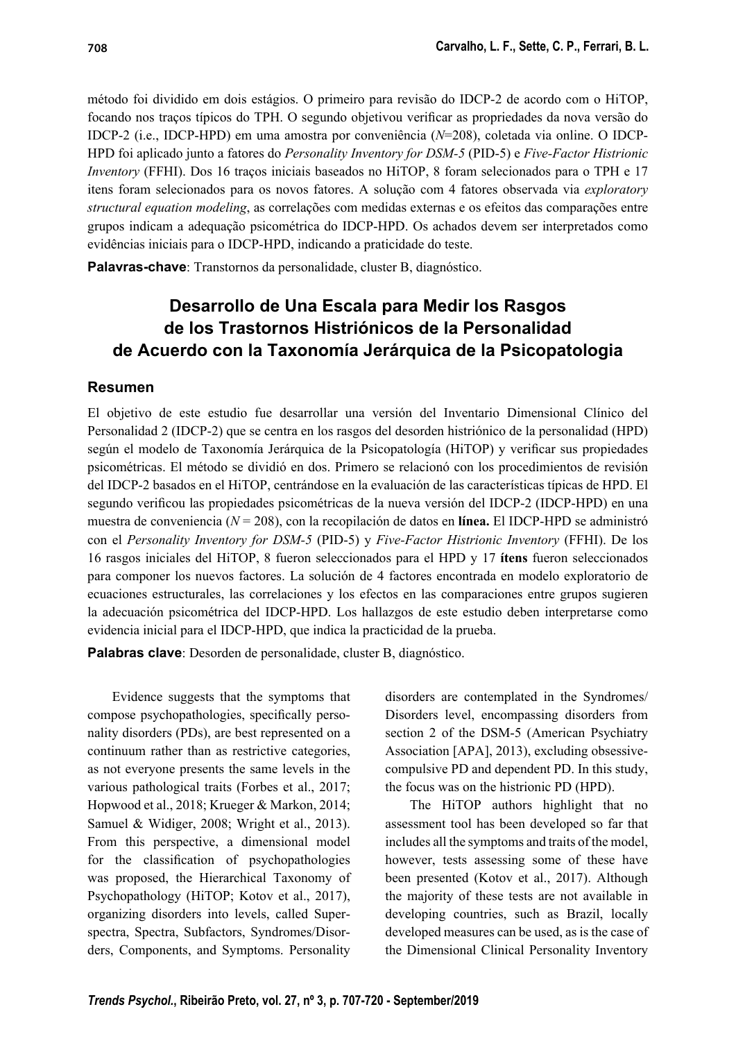método foi dividido em dois estágios. O primeiro para revisão do IDCP-2 de acordo com o HiTOP, focando nos traços típicos do TPH. O segundo objetivou verificar as propriedades da nova versão do IDCP-2 (i.e., IDCP-HPD) em uma amostra por conveniência (*N*=208), coletada via online. O IDCP-HPD foi aplicado junto a fatores do *Personality Inventory for DSM-5* (PID-5) e *Five-Factor Histrionic Inventory* (FFHI). Dos 16 traços iniciais baseados no HiTOP, 8 foram selecionados para o TPH e 17 itens foram selecionados para os novos fatores. A solução com 4 fatores observada via *exploratory structural equation modeling*, as correlações com medidas externas e os efeitos das comparações entre grupos indicam a adequação psicométrica do IDCP-HPD. Os achados devem ser interpretados como evidências iniciais para o IDCP-HPD, indicando a praticidade do teste.

**Palavras-chave**: Transtornos da personalidade, cluster B, diagnóstico.

## Desarrollo de Una Escala para Medir los Rasgos de los Trastornos Histriónicos de la Personalidad de Acuerdo con la Taxonomía Jerárquica de la Psicopatologia

### Resumen

El objetivo de este estudio fue desarrollar una versión del Inventario Dimensional Clínico del Personalidad 2 (IDCP-2) que se centra en los rasgos del desorden histriónico de la personalidad (HPD) según el modelo de Taxonomía Jerárquica de la Psicopatología (HiTOP) y verificar sus propiedades psicométricas. El método se dividió en dos. Primero se relacionó con los procedimientos de revisión del IDCP-2 basados en el HiTOP, centrándose en la evaluación de las características típicas de HPD. El segundo verificou las propiedades psicométricas de la nueva versión del IDCP-2 (IDCP-HPD) en una muestra de conveniencia (*N* = 208), con la recopilación de datos en **línea.** El IDCP-HPD se administró con el *Personality Inventory for DSM-5* (PID-5) y *Five-Factor Histrionic Inventory* (FFHI). De los 16 rasgos iniciales del HiTOP, 8 fueron seleccionados para el HPD y 17 **ítens** fueron seleccionados para componer los nuevos factores. La solución de 4 factores encontrada en modelo exploratorio de ecuaciones estructurales, las correlaciones y los efectos en las comparaciones entre grupos sugieren la adecuación psicométrica del IDCP-HPD. Los hallazgos de este estudio deben interpretarse como evidencia inicial para el IDCP-HPD, que indica la practicidad de la prueba.

**Palabras clave**: Desorden de personalidade, cluster B, diagnóstico.

Evidence suggests that the symptoms that compose psychopathologies, specifically personality disorders (PDs), are best represented on a continuum rather than as restrictive categories, as not everyone presents the same levels in the various pathological traits (Forbes et al., 2017; Hopwood et al., 2018; Krueger & Markon, 2014; Samuel & Widiger, 2008; Wright et al., 2013). From this perspective, a dimensional model for the classification of psychopathologies was proposed, the Hierarchical Taxonomy of Psychopathology (HiTOP; Kotov et al., 2017), organizing disorders into levels, called Super-spectra, Spectra, Subfactors, Syndromes/Disorders, Components, and Symptoms. Personality disorders are contemplated in the Syndromes/Disorders level, encompassing disorders from section 2 of the DSM-5 (American Psychiatry Association [APA], 2013), excluding obsessive-compulsive PD and dependent PD. In this study, the focus was on the histrionic PD (HPD).

The HiTOP authors highlight that no assessment tool has been developed so far that includes all the symptoms and traits of the model, however, tests assessing some of these have been presented (Kotov et al., 2017). Although the majority of these tests are not available in developing countries, such as Brazil, locally developed measures can be used, as is the case of the Dimensional Clinical Personality Inventory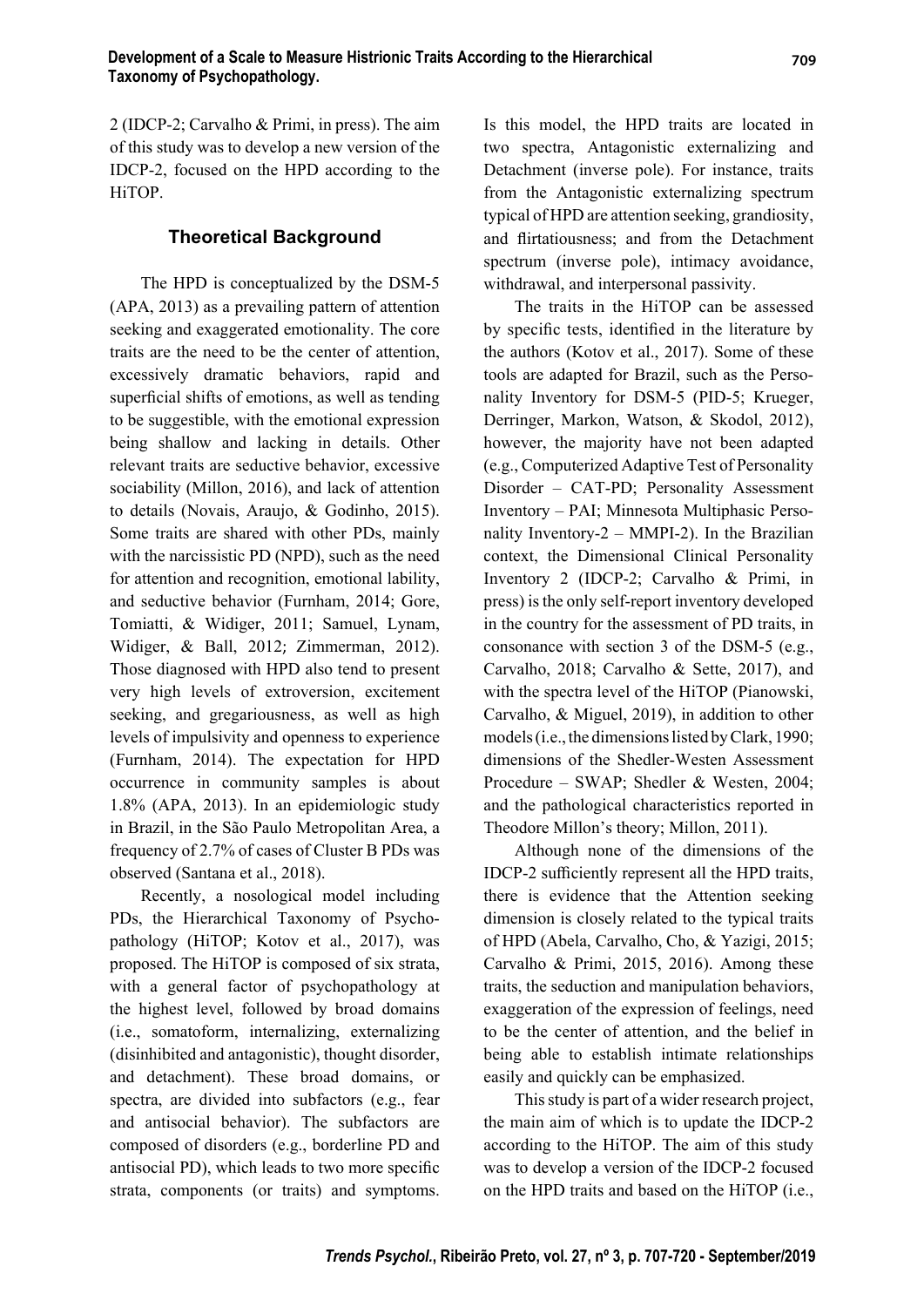2 (IDCP-2; Carvalho & Primi, in press). The aim of this study was to develop a new version of the IDCP-2, focused on the HPD according to the HiTOP.

## Theoretical Background

The HPD is conceptualized by the DSM-5 (APA, 2013) as a prevailing pattern of attention seeking and exaggerated emotionality. The core traits are the need to be the center of attention, excessively dramatic behaviors, rapid and superficial shifts of emotions, as well as tending to be suggestible, with the emotional expression being shallow and lacking in details. Other relevant traits are seductive behavior, excessive sociability (Millon, 2016), and lack of attention to details (Novais, Araujo, & Godinho, 2015). Some traits are shared with other PDs, mainly with the narcissistic PD (NPD), such as the need for attention and recognition, emotional lability, and seductive behavior (Furnham, 2014; Gore, Tomiatti, & Widiger, 2011; Samuel, Lynam, Widiger, & Ball, 2012; Zimmerman, 2012). Those diagnosed with HPD also tend to present very high levels of extroversion, excitement seeking, and gregariousness, as well as high levels of impulsivity and openness to experience (Furnham, 2014). The expectation for HPD occurrence in community samples is about 1.8% (APA, 2013). In an epidemiologic study in Brazil, in the São Paulo Metropolitan Area, a frequency of 2.7% of cases of Cluster B PDs was observed (Santana et al., 2018).

Recently, a nosological model including PDs, the Hierarchical Taxonomy of Psychopathology (HiTOP; Kotov et al., 2017), was proposed. The HiTOP is composed of six strata, with a general factor of psychopathology at the highest level, followed by broad domains (i.e., somatoform, internalizing, externalizing (disinhibited and antagonistic), thought disorder, and detachment). These broad domains, or spectra, are divided into subfactors (e.g., fear and antisocial behavior). The subfactors are composed of disorders (e.g., borderline PD and antisocial PD), which leads to two more specific strata, components (or traits) and symptoms. Is this model, the HPD traits are located in two spectra, Antagonistic externalizing and Detachment (inverse pole). For instance, traits from the Antagonistic externalizing spectrum typical of HPD are attention seeking, grandiosity, and flirtatiousness; and from the Detachment spectrum (inverse pole), intimacy avoidance, withdrawal, and interpersonal passivity.

The traits in the HiTOP can be assessed by specific tests, identified in the literature by the authors (Kotov et al., 2017). Some of these tools are adapted for Brazil, such as the Personality Inventory for DSM-5 (PID-5; Krueger, Derringer, Markon, Watson, & Skodol, 2012), however, the majority have not been adapted (e.g., Computerized Adaptive Test of Personality Disorder – CAT-PD; Personality Assessment Inventory – PAI; Minnesota Multiphasic Personality Inventory-2 – MMPI-2). In the Brazilian context, the Dimensional Clinical Personality Inventory 2 (IDCP-2; Carvalho & Primi, in press) is the only self-report inventory developed in the country for the assessment of PD traits, in consonance with section 3 of the DSM-5 (e.g., Carvalho, 2018; Carvalho & Sette, 2017), and with the spectra level of the HiTOP (Pianowski, Carvalho, & Miguel, 2019), in addition to other models (i.e., the dimensions listed by Clark, 1990; dimensions of the Shedler-Westen Assessment Procedure – SWAP; Shedler & Westen, 2004; and the pathological characteristics reported in Theodore Millon's theory; Millon, 2011).

Although none of the dimensions of the IDCP-2 sufficiently represent all the HPD traits, there is evidence that the Attention seeking dimension is closely related to the typical traits of HPD (Abela, Carvalho, Cho, & Yazigi, 2015; Carvalho & Primi, 2015, 2016). Among these traits, the seduction and manipulation behaviors, exaggeration of the expression of feelings, need to be the center of attention, and the belief in being able to establish intimate relationships easily and quickly can be emphasized.

This study is part of a wider research project, the main aim of which is to update the IDCP-2 according to the HiTOP. The aim of this study was to develop a version of the IDCP-2 focused on the HPD traits and based on the HiTOP (i.e.,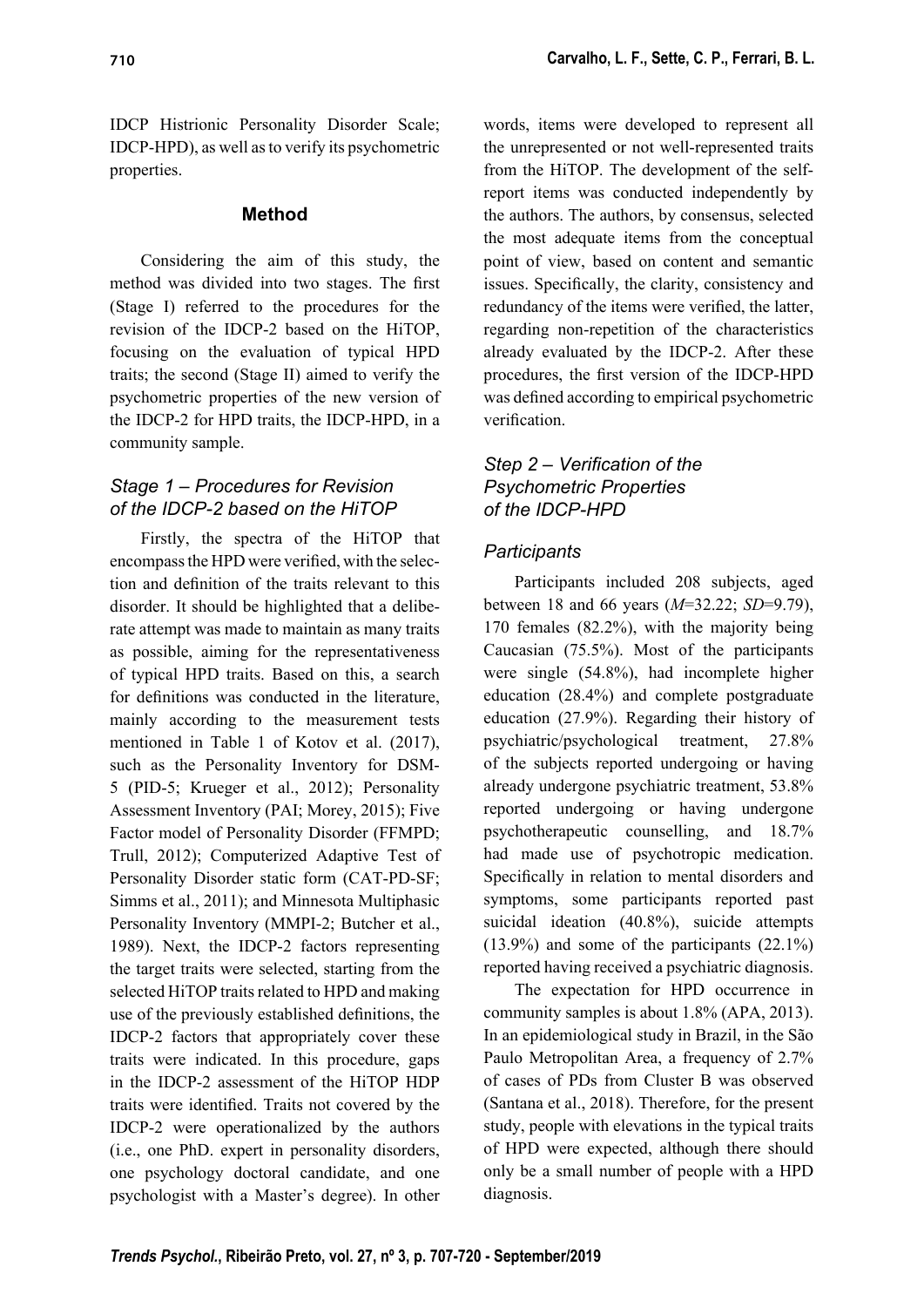IDCP Histrionic Personality Disorder Scale; IDCP-HPD), as well as to verify its psychometric properties.

## Method

Considering the aim of this study, the method was divided into two stages. The first (Stage I) referred to the procedures for the revision of the IDCP-2 based on the HiTOP, focusing on the evaluation of typical HPD traits; the second (Stage II) aimed to verify the psychometric properties of the new version of the IDCP-2 for HPD traits, the IDCP-HPD, in a community sample.

### *Stage 1 – Procedures for Revision of the IDCP-2 based on the HiTOP*

Firstly, the spectra of the HiTOP that encompass the HPD were verified, with the selection and definition of the traits relevant to this disorder. It should be highlighted that a deliberate attempt was made to maintain as many traits as possible, aiming for the representativeness of typical HPD traits. Based on this, a search for definitions was conducted in the literature, mainly according to the measurement tests mentioned in Table 1 of Kotov et al. (2017), such as the Personality Inventory for DSM-5 (PID-5; Krueger et al., 2012); Personality Assessment Inventory (PAI; Morey, 2015); Five Factor model of Personality Disorder (FFMPD; Trull, 2012); Computerized Adaptive Test of Personality Disorder static form (CAT-PD-SF; Simms et al., 2011); and Minnesota Multiphasic Personality Inventory (MMPI-2; Butcher et al., 1989). Next, the IDCP-2 factors representing the target traits were selected, starting from the selected HiTOP traits related to HPD and making use of the previously established definitions, the IDCP-2 factors that appropriately cover these traits were indicated. In this procedure, gaps in the IDCP-2 assessment of the HiTOP HDP traits were identified. Traits not covered by the IDCP-2 were operationalized by the authors (i.e., one PhD. expert in personality disorders, one psychology doctoral candidate, and one psychologist with a Master's degree). In other words, items were developed to represent all the unrepresented or not well-represented traits from the HiTOP. The development of the self-report items was conducted independently by the authors. The authors, by consensus, selected the most adequate items from the conceptual point of view, based on content and semantic issues. Specifically, the clarity, consistency and redundancy of the items were verified, the latter, regarding non-repetition of the characteristics already evaluated by the IDCP-2. After these procedures, the first version of the IDCP-HPD was defined according to empirical psychometric verification.

### *Step 2 – Verification of the Psychometric Properties of the IDCP-HPD*

#### *Participants*

Participants included 208 subjects, aged between 18 and 66 years (*M*=32.22; *SD*=9.79), 170 females (82.2%), with the majority being Caucasian (75.5%). Most of the participants were single (54.8%), had incomplete higher education (28.4%) and complete postgraduate education (27.9%). Regarding their history of psychiatric/psychological treatment, 27.8% of the subjects reported undergoing or having already undergone psychiatric treatment, 53.8% reported undergoing or having undergone psychotherapeutic counselling, and 18.7% had made use of psychotropic medication. Specifically in relation to mental disorders and symptoms, some participants reported past suicidal ideation (40.8%), suicide attempts (13.9%) and some of the participants (22.1%) reported having received a psychiatric diagnosis.

The expectation for HPD occurrence in community samples is about 1.8% (APA, 2013). In an epidemiological study in Brazil, in the São Paulo Metropolitan Area, a frequency of 2.7% of cases of PDs from Cluster B was observed (Santana et al., 2018). Therefore, for the present study, people with elevations in the typical traits of HPD were expected, although there should only be a small number of people with a HPD diagnosis.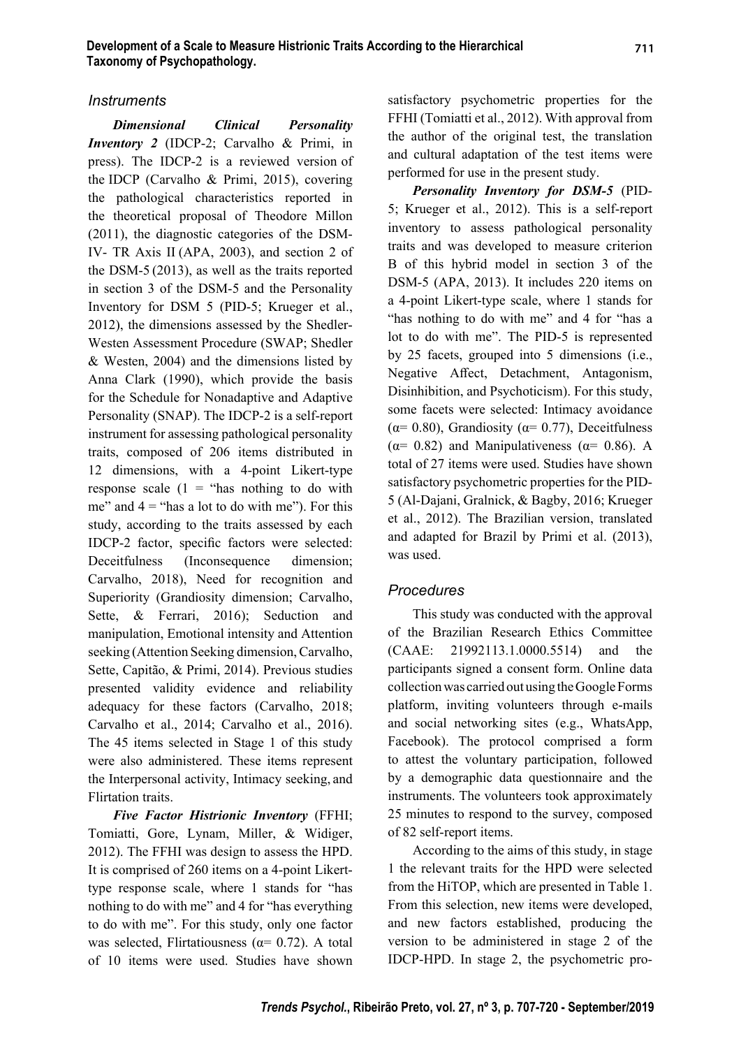## *Instruments*

***Dimensional Clinical Personality Inventory 2*** (IDCP-2; Carvalho & Primi, in press). The IDCP-2 is a reviewed version of the IDCP (Carvalho & Primi, 2015), covering the pathological characteristics reported in the theoretical proposal of Theodore Millon (2011), the diagnostic categories of the DSM-IV- TR Axis II (APA, 2003), and section 2 of the DSM-5 (2013), as well as the traits reported in section 3 of the DSM-5 and the Personality Inventory for DSM 5 (PID-5; Krueger et al., 2012), the dimensions assessed by the Shedler-Westen Assessment Procedure (SWAP; Shedler & Westen, 2004) and the dimensions listed by Anna Clark (1990), which provide the basis for the Schedule for Nonadaptive and Adaptive Personality (SNAP). The IDCP-2 is a self-report instrument for assessing pathological personality traits, composed of 206 items distributed in 12 dimensions, with a 4-point Likert-type response scale (1 = "has nothing to do with me" and 4 = "has a lot to do with me"). For this study, according to the traits assessed by each IDCP-2 factor, specific factors were selected: Deceitfulness (Inconsequence dimension; Carvalho, 2018), Need for recognition and Superiority (Grandiosity dimension; Carvalho, Sette, & Ferrari, 2016); Seduction and manipulation, Emotional intensity and Attention seeking (Attention Seeking dimension, Carvalho, Sette, Capitão, & Primi, 2014). Previous studies presented validity evidence and reliability adequacy for these factors (Carvalho, 2018; Carvalho et al., 2014; Carvalho et al., 2016). The 45 items selected in Stage 1 of this study were also administered. These items represent the Interpersonal activity, Intimacy seeking, and Flirtation traits.

***Five Factor Histrionic Inventory*** (FFHI; Tomiatti, Gore, Lynam, Miller, & Widiger, 2012). The FFHI was design to assess the HPD. It is comprised of 260 items on a 4-point Likert-type response scale, where 1 stands for "has nothing to do with me" and 4 for "has everything to do with me". For this study, only one factor was selected, Flirtatiousness (α= 0.72). A total of 10 items were used. Studies have shown satisfactory psychometric properties for the FFHI (Tomiatti et al., 2012). With approval from the author of the original test, the translation and cultural adaptation of the test items were performed for use in the present study.

***Personality Inventory for DSM-5*** (PID-5; Krueger et al., 2012). This is a self-report inventory to assess pathological personality traits and was developed to measure criterion B of this hybrid model in section 3 of the DSM-5 (APA, 2013). It includes 220 items on a 4-point Likert-type scale, where 1 stands for "has nothing to do with me" and 4 for "has a lot to do with me". The PID-5 is represented by 25 facets, grouped into 5 dimensions (i.e., Negative Affect, Detachment, Antagonism, Disinhibition, and Psychoticism). For this study, some facets were selected: Intimacy avoidance (α= 0.80), Grandiosity (α= 0.77), Deceitfulness (α= 0.82) and Manipulativeness (α= 0.86). A total of 27 items were used. Studies have shown satisfactory psychometric properties for the PID-5 (Al-Dajani, Gralnick, & Bagby, 2016; Krueger et al., 2012). The Brazilian version, translated and adapted for Brazil by Primi et al. (2013), was used.

## *Procedures*

This study was conducted with the approval of the Brazilian Research Ethics Committee (CAAE: 21992113.1.0000.5514) and the participants signed a consent form. Online data collection was carried out using the Google Forms platform, inviting volunteers through e-mails and social networking sites (e.g., WhatsApp, Facebook). The protocol comprised a form to attest the voluntary participation, followed by a demographic data questionnaire and the instruments. The volunteers took approximately 25 minutes to respond to the survey, composed of 82 self-report items.

According to the aims of this study, in stage 1 the relevant traits for the HPD were selected from the HiTOP, which are presented in Table 1. From this selection, new items were developed, and new factors established, producing the version to be administered in stage 2 of the IDCP-HPD. In stage 2, the psychometric pro-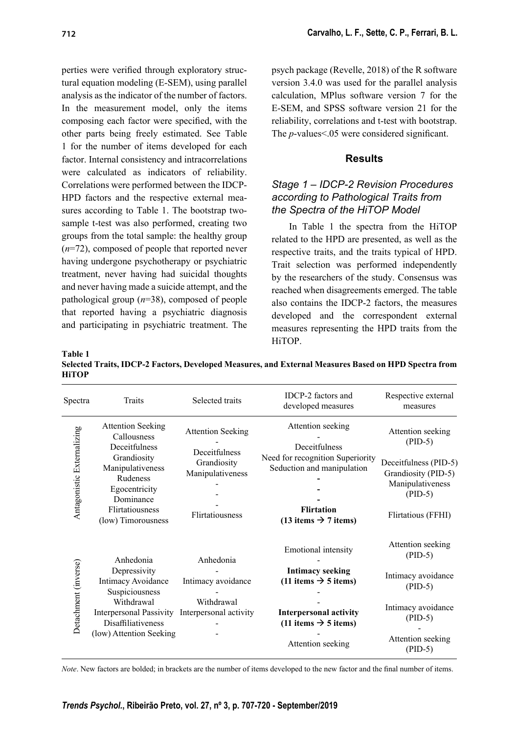perties were verified through exploratory structural equation modeling (E-SEM), using parallel analysis as the indicator of the number of factors. In the measurement model, only the items composing each factor were specified, with the other parts being freely estimated. See Table 1 for the number of items developed for each factor. Internal consistency and intracorrelations were calculated as indicators of reliability. Correlations were performed between the IDCP-HPD factors and the respective external measures according to Table 1. The bootstrap two-sample t-test was also performed, creating two groups from the total sample: the healthy group (*n*=72), composed of people that reported never having undergone psychotherapy or psychiatric treatment, never having had suicidal thoughts and never having made a suicide attempt, and the pathological group (*n*=38), composed of people that reported having a psychiatric diagnosis and participating in psychiatric treatment. The psych package (Revelle, 2018) of the R software version 3.4.0 was used for the parallel analysis calculation, MPlus software version 7 for the E-SEM, and SPSS software version 21 for the reliability, correlations and t-test with bootstrap. The *p*-values<.05 were considered significant.

## Results

### *Stage 1 – IDCP-2 Revision Procedures according to Pathological Traits from the Spectra of the HiTOP Model*

In Table 1 the spectra from the HiTOP related to the HPD are presented, as well as the respective traits, and the traits typical of HPD. Trait selection was performed independently by the researchers of the study. Consensus was reached when disagreements emerged. The table also contains the IDCP-2 factors, the measures developed and the correspondent external measures representing the HPD traits from the HiTOP.

**Table 1**
**Selected Traits, IDCP-2 Factors, Developed Measures, and External Measures Based on HPD Spectra from HiTOP**

| Spectra | Traits | Selected traits | IDCP-2 factors and developed measures | Respective external measures |
|---|---|---|---|---|
| Antagonistic Externalizing | Attention Seeking | Attention Seeking | Attention seeking | Attention seeking (PID-5) |
| | Callousness | - | - | |
| | Deceitfulness | Deceitfulness | Deceitfulness | Deceitfulness (PID-5) |
| | Grandiosity | Grandiosity | Need for recognition Superiority | Grandiosity (PID-5) |
| | Manipulativeness | Manipulativeness | Seduction and manipulation | Manipulativeness (PID-5) |
| | Rudeness | - | - | |
| | Egocentricity | - | - | |
| | Dominance | - | - | |
| | Flirtatiousness | Flirtatiousness | **Flirtation (13 items → 7 items)** | Flirtatious (FFHI) |
| | (low) Timorousness | | | |
| Detachment (inverse) | | | Emotional intensity | Attention seeking (PID-5) |
| | Anhedonia | Anhedonia | - | |
| | Depressivity | - | **Intimacy seeking (11 items → 5 items)** | Intimacy avoidance (PID-5) |
| | Intimacy Avoidance | Intimacy avoidance | - | |
| | Suspiciousness | - | - | |
| | Withdrawal | Withdrawal | - | Intimacy avoidance (PID-5) |
| | Interpersonal Passivity | Interpersonal activity | **Interpersonal activity (11 items → 5 items)** | |
| | Disaffiliativeness | - | - | - |
| | (low) Attention Seeking | - | Attention seeking | Attention seeking (PID-5) |

*Note*. New factors are bolded; in brackets are the number of items developed to the new factor and the final number of items.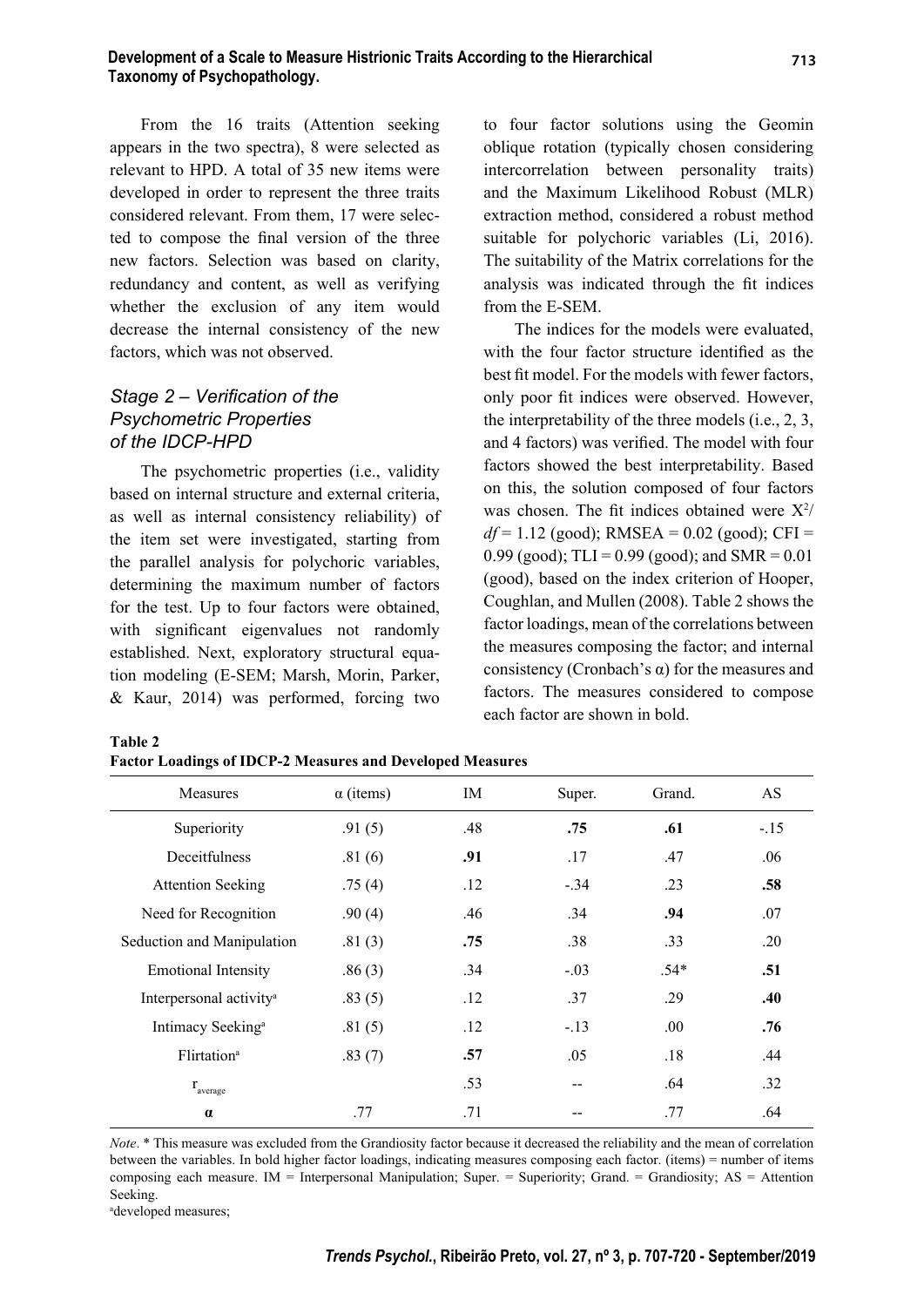From the 16 traits (Attention seeking appears in the two spectra), 8 were selected as relevant to HPD. A total of 35 new items were developed in order to represent the three traits considered relevant. From them, 17 were selected to compose the final version of the three new factors. Selection was based on clarity, redundancy and content, as well as verifying whether the exclusion of any item would decrease the internal consistency of the new factors, which was not observed.

### *Stage 2 – Verification of the Psychometric Properties of the IDCP-HPD*

The psychometric properties (i.e., validity based on internal structure and external criteria, as well as internal consistency reliability) of the item set were investigated, starting from the parallel analysis for polychoric variables, determining the maximum number of factors for the test. Up to four factors were obtained, with significant eigenvalues not randomly established. Next, exploratory structural equation modeling (E-SEM; Marsh, Morin, Parker, & Kaur, 2014) was performed, forcing two to four factor solutions using the Geomin oblique rotation (typically chosen considering intercorrelation between personality traits) and the Maximum Likelihood Robust (MLR) extraction method, considered a robust method suitable for polychoric variables (Li, 2016). The suitability of the Matrix correlations for the analysis was indicated through the fit indices from the E-SEM.

The indices for the models were evaluated, with the four factor structure identified as the best fit model. For the models with fewer factors, only poor fit indices were observed. However, the interpretability of the three models (i.e., 2, 3, and 4 factors) was verified. The model with four factors showed the best interpretability. Based on this, the solution composed of four factors was chosen. The fit indices obtained were $X^2/df = 1.12$ (good); RMSEA = 0.02 (good); CFI = 0.99 (good); TLI = 0.99 (good); and SMR = 0.01 (good), based on the index criterion of Hooper, Coughlan, and Mullen (2008). Table 2 shows the factor loadings, mean of the correlations between the measures composing the factor; and internal consistency (Cronbach's α) for the measures and factors. The measures considered to compose each factor are shown in bold.

**Table 2**
**Factor Loadings of IDCP-2 Measures and Developed Measures**

| Measures | α (items) | IM | Super. | Grand. | AS |
|---|---|---|---|---|---|
| Superiority | .91 (5) | .48 | **.75** | **.61** | -.15 |
| Deceitfulness | .81 (6) | **.91** | .17 | .47 | .06 |
| Attention Seeking | .75 (4) | .12 | -.34 | .23 | **.58** |
| Need for Recognition | .90 (4) | .46 | .34 | **.94** | .07 |
| Seduction and Manipulation | .81 (3) | **.75** | .38 | .33 | .20 |
| Emotional Intensity | .86 (3) | .34 | -.03 | .54* | **.51** |
| Interpersonal activity[a] | .83 (5) | .12 | .37 | .29 | **.40** |
| Intimacy Seeking[a] | .81 (5) | .12 | -.13 | .00 | **.76** |
| Flirtation[a] | .83 (7) | **.57** | .05 | .18 | .44 |
| $r_{average}$ | | .53 | -- | .64 | .32 |
| **α** | .77 | .71 | -- | .77 | .64 |

*Note*. * This measure was excluded from the Grandiosity factor because it decreased the reliability and the mean of correlation between the variables. In bold higher factor loadings, indicating measures composing each factor. (items) = number of items composing each measure. IM = Interpersonal Manipulation; Super. = Superiority; Grand. = Grandiosity; AS = Attention Seeking.

[a]developed measures;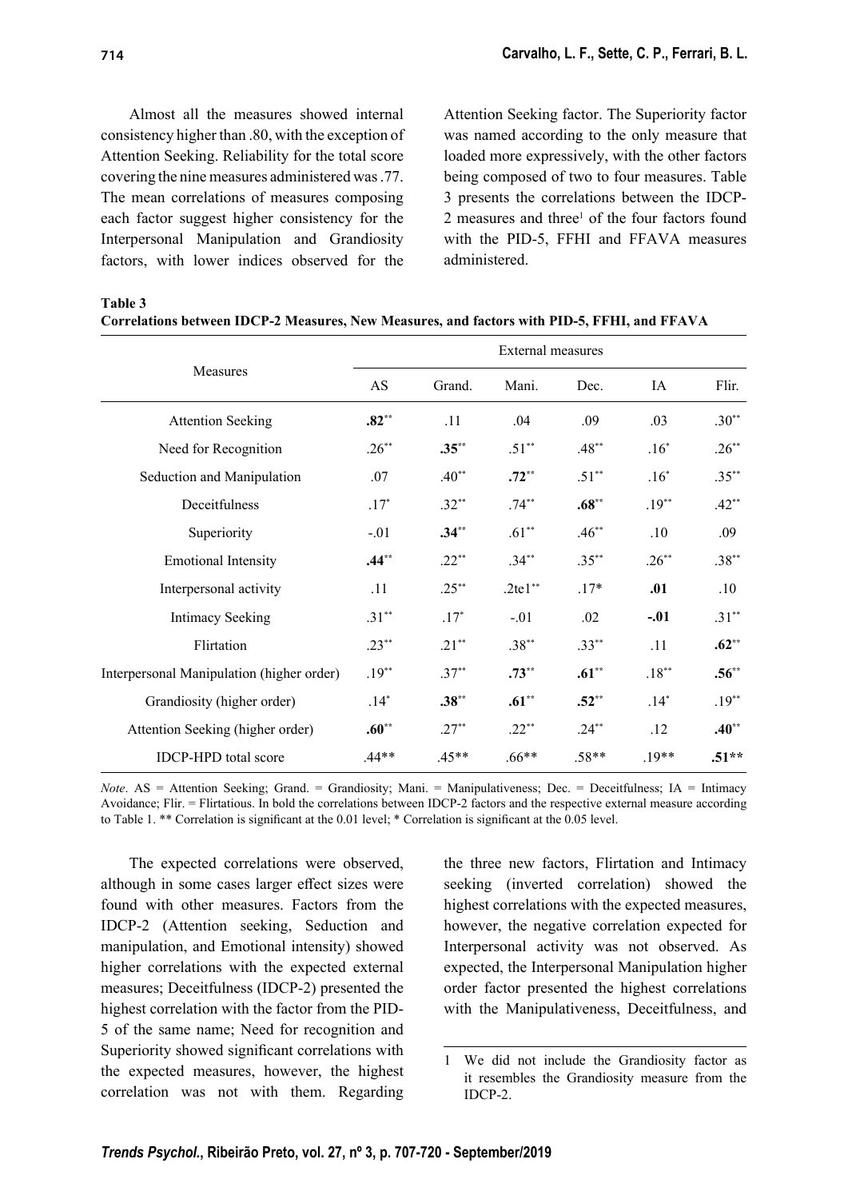Almost all the measures showed internal consistency higher than .80, with the exception of Attention Seeking. Reliability for the total score covering the nine measures administered was .77. The mean correlations of measures composing each factor suggest higher consistency for the Interpersonal Manipulation and Grandiosity factors, with lower indices observed for the Attention Seeking factor. The Superiority factor was named according to the only measure that loaded more expressively, with the other factors being composed of two to four measures. Table 3 presents the correlations between the IDCP-2 measures and three[1] of the four factors found with the PID-5, FFHI and FFAVA measures administered.

**Table 3**
**Correlations between IDCP-2 Measures, New Measures, and factors with PID-5, FFHI, and FFAVA**

| Measures | External measures | | | | | |
|---|---|---|---|---|---|---|
| | AS | Grand. | Mani. | Dec. | IA | Flir. |
| Attention Seeking | **.82****| .11 | .04 | .09 | .03 | .30** |
| Need for Recognition | .26** | **.35**** | .51** | .48** | .16* | .26** |
| Seduction and Manipulation | .07 | .40** | **.72**** | .51** | .16* | .35** |
| Deceitfulness | .17* | .32** | .74** | **.68**** | .19** | .42** |
| Superiority | -.01 | **.34**** | .61** | .46** | .10 | .09 |
| Emotional Intensity | **.44**** | .22** | .34** | .35** | .26** | .38** |
| Interpersonal activity | .11 | .25** | .2te1** | .17* | **.01** | .10 |
| Intimacy Seeking | .31** | .17* | -.01 | .02 | **-.01** | .31** |
| Flirtation | .23** | .21** | .38** | .33** | .11 | **.62**** |
| Interpersonal Manipulation (higher order) | .19** | .37** | **.73**** | **.61**** | .18** | **.56**** |
| Grandiosity (higher order) | .14* | **.38**** | **.61**** | **.52**** | .14* | .19** |
| Attention Seeking (higher order) | **.60**** | .27** | .22** | .24** | .12 | **.40**** |
| IDCP-HPD total score | .44** | .45** | .66** | .58** | .19** | **.51**** |

*Note*. AS = Attention Seeking; Grand. = Grandiosity; Mani. = Manipulativeness; Dec. = Deceitfulness; IA = Intimacy Avoidance; Flir. = Flirtatious. In bold the correlations between IDCP-2 factors and the respective external measure according to Table 1. ** Correlation is significant at the 0.01 level; * Correlation is significant at the 0.05 level.

The expected correlations were observed, although in some cases larger effect sizes were found with other measures. Factors from the IDCP-2 (Attention seeking, Seduction and manipulation, and Emotional intensity) showed higher correlations with the expected external measures; Deceitfulness (IDCP-2) presented the highest correlation with the factor from the PID-5 of the same name; Need for recognition and Superiority showed significant correlations with the expected measures, however, the highest correlation was not with them. Regarding the three new factors, Flirtation and Intimacy seeking (inverted correlation) showed the highest correlations with the expected measures, however, the negative correlation expected for Interpersonal activity was not observed. As expected, the Interpersonal Manipulation higher order factor presented the highest correlations with the Manipulativeness, Deceitfulness, and

[1] We did not include the Grandiosity factor as it resembles the Grandiosity measure from the IDCP-2.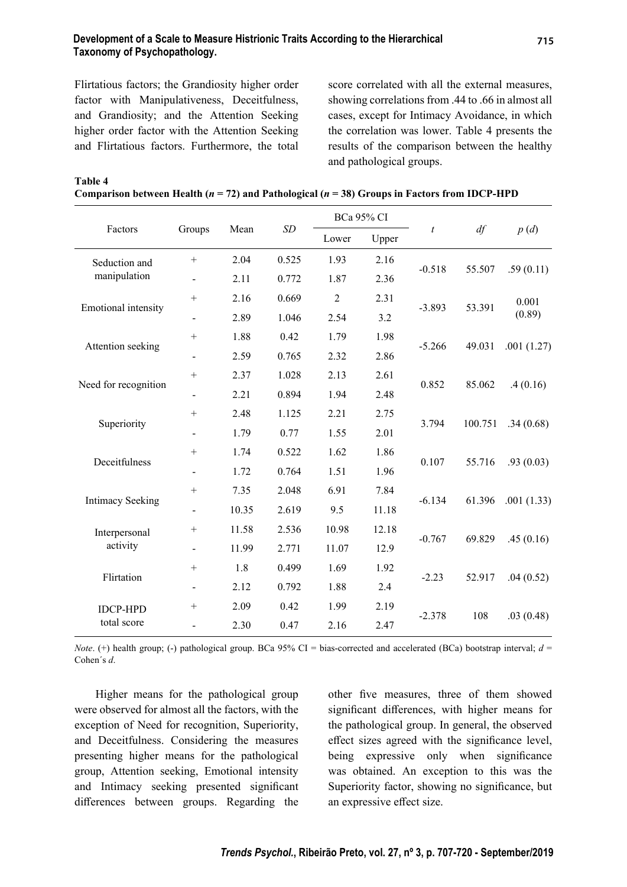Flirtatious factors; the Grandiosity higher order factor with Manipulativeness, Deceitfulness, and Grandiosity; and the Attention Seeking higher order factor with the Attention Seeking and Flirtatious factors. Furthermore, the total score correlated with all the external measures, showing correlations from .44 to .66 in almost all cases, except for Intimacy Avoidance, in which the correlation was lower. Table 4 presents the results of the comparison between the healthy and pathological groups.

**Table 4**
**Comparison between Health ($n$ = 72) and Pathological ($n$ = 38) Groups in Factors from IDCP-HPD**

| Factors | Groups | Mean | *SD* | BCa 95% CI | | *t* | *df* | *p* (*d*) |
|---|---|---|---|---|---|---|---|---|
| | | | | Lower | Upper | | | |
| Seduction and manipulation | + | 2.04 | 0.525 | 1.93 | 2.16 | -0.518 | 55.507 | .59 (0.11) |
| | - | 2.11 | 0.772 | 1.87 | 2.36 | | | |
| Emotional intensity | + | 2.16 | 0.669 | 2 | 2.31 | -3.893 | 53.391 | 0.001 (0.89) |
| | - | 2.89 | 1.046 | 2.54 | 3.2 | | | |
| Attention seeking | + | 1.88 | 0.42 | 1.79 | 1.98 | -5.266 | 49.031 | .001 (1.27) |
| | - | 2.59 | 0.765 | 2.32 | 2.86 | | | |
| Need for recognition | + | 2.37 | 1.028 | 2.13 | 2.61 | 0.852 | 85.062 | .4 (0.16) |
| | - | 2.21 | 0.894 | 1.94 | 2.48 | | | |
| Superiority | + | 2.48 | 1.125 | 2.21 | 2.75 | 3.794 | 100.751 | .34 (0.68) |
| | - | 1.79 | 0.77 | 1.55 | 2.01 | | | |
| Deceitfulness | + | 1.74 | 0.522 | 1.62 | 1.86 | 0.107 | 55.716 | .93 (0.03) |
| | - | 1.72 | 0.764 | 1.51 | 1.96 | | | |
| Intimacy Seeking | + | 7.35 | 2.048 | 6.91 | 7.84 | -6.134 | 61.396 | .001 (1.33) |
| | - | 10.35 | 2.619 | 9.5 | 11.18 | | | |
| Interpersonal activity | + | 11.58 | 2.536 | 10.98 | 12.18 | -0.767 | 69.829 | .45 (0.16) |
| | - | 11.99 | 2.771 | 11.07 | 12.9 | | | |
| Flirtation | + | 1.8 | 0.499 | 1.69 | 1.92 | -2.23 | 52.917 | .04 (0.52) |
| | - | 2.12 | 0.792 | 1.88 | 2.4 | | | |
| IDCP-HPD total score | + | 2.09 | 0.42 | 1.99 | 2.19 | -2.378 | 108 | .03 (0.48) |
| | - | 2.30 | 0.47 | 2.16 | 2.47 | | | |

*Note*. (+) health group; (-) pathological group. BCa 95% CI = bias-corrected and accelerated (BCa) bootstrap interval; *d* = Cohen´s *d*.

Higher means for the pathological group were observed for almost all the factors, with the exception of Need for recognition, Superiority, and Deceitfulness. Considering the measures presenting higher means for the pathological group, Attention seeking, Emotional intensity and Intimacy seeking presented significant differences between groups. Regarding the other five measures, three of them showed significant differences, with higher means for the pathological group. In general, the observed effect sizes agreed with the significance level, being expressive only when significance was obtained. An exception to this was the Superiority factor, showing no significance, but an expressive effect size.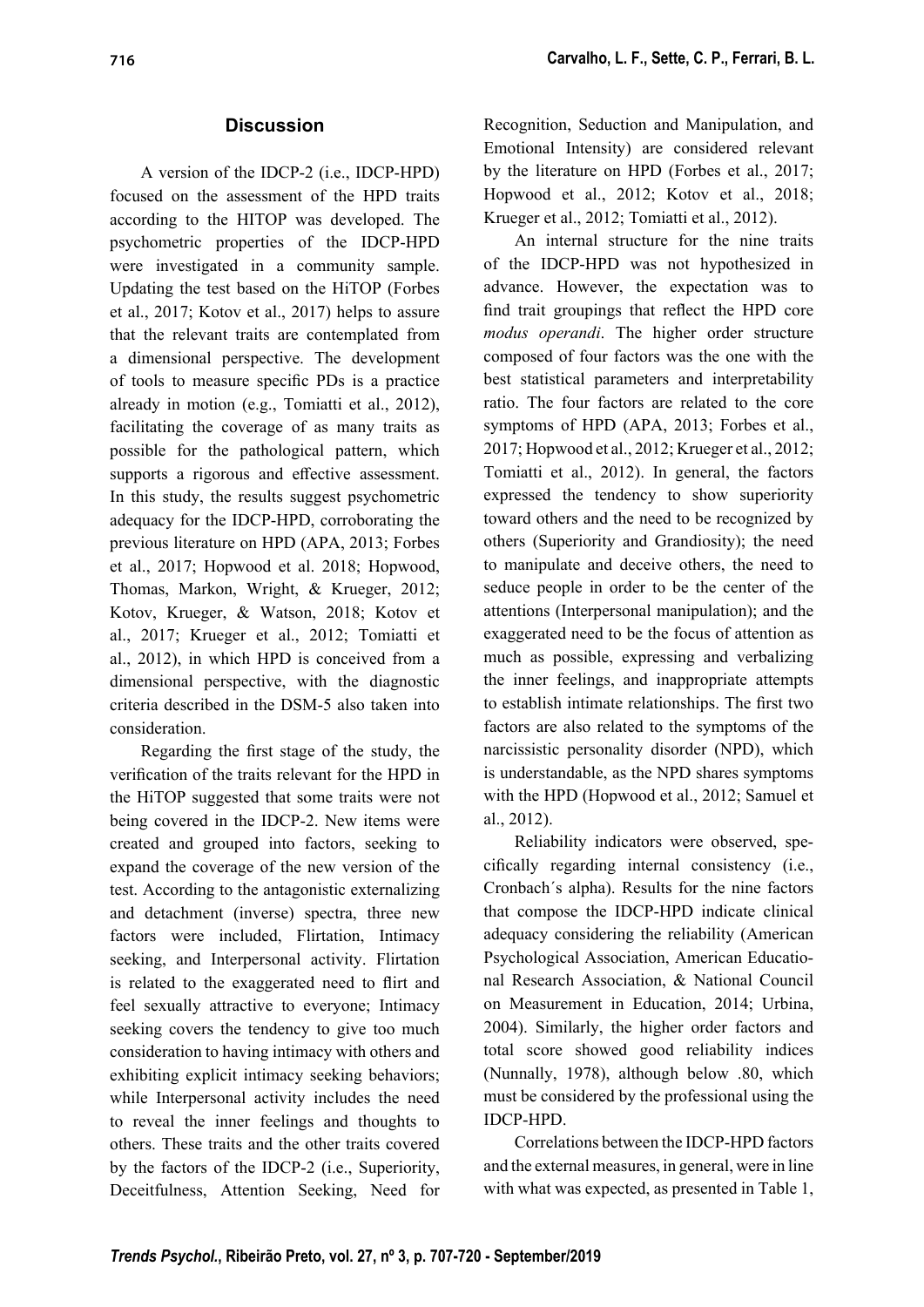## Discussion

A version of the IDCP-2 (i.e., IDCP-HPD) focused on the assessment of the HPD traits according to the HITOP was developed. The psychometric properties of the IDCP-HPD were investigated in a community sample. Updating the test based on the HiTOP (Forbes et al., 2017; Kotov et al., 2017) helps to assure that the relevant traits are contemplated from a dimensional perspective. The development of tools to measure specific PDs is a practice already in motion (e.g., Tomiatti et al., 2012), facilitating the coverage of as many traits as possible for the pathological pattern, which supports a rigorous and effective assessment. In this study, the results suggest psychometric adequacy for the IDCP-HPD, corroborating the previous literature on HPD (APA, 2013; Forbes et al., 2017; Hopwood et al. 2018; Hopwood, Thomas, Markon, Wright, & Krueger, 2012; Kotov, Krueger, & Watson, 2018; Kotov et al., 2017; Krueger et al., 2012; Tomiatti et al., 2012), in which HPD is conceived from a dimensional perspective, with the diagnostic criteria described in the DSM-5 also taken into consideration.

Regarding the first stage of the study, the verification of the traits relevant for the HPD in the HiTOP suggested that some traits were not being covered in the IDCP-2. New items were created and grouped into factors, seeking to expand the coverage of the new version of the test. According to the antagonistic externalizing and detachment (inverse) spectra, three new factors were included, Flirtation, Intimacy seeking, and Interpersonal activity. Flirtation is related to the exaggerated need to flirt and feel sexually attractive to everyone; Intimacy seeking covers the tendency to give too much consideration to having intimacy with others and exhibiting explicit intimacy seeking behaviors; while Interpersonal activity includes the need to reveal the inner feelings and thoughts to others. These traits and the other traits covered by the factors of the IDCP-2 (i.e., Superiority, Deceitfulness, Attention Seeking, Need for Recognition, Seduction and Manipulation, and Emotional Intensity) are considered relevant by the literature on HPD (Forbes et al., 2017; Hopwood et al., 2012; Kotov et al., 2018; Krueger et al., 2012; Tomiatti et al., 2012).

An internal structure for the nine traits of the IDCP-HPD was not hypothesized in advance. However, the expectation was to find trait groupings that reflect the HPD core *modus operandi*. The higher order structure composed of four factors was the one with the best statistical parameters and interpretability ratio. The four factors are related to the core symptoms of HPD (APA, 2013; Forbes et al., 2017; Hopwood et al., 2012; Krueger et al., 2012; Tomiatti et al., 2012). In general, the factors expressed the tendency to show superiority toward others and the need to be recognized by others (Superiority and Grandiosity); the need to manipulate and deceive others, the need to seduce people in order to be the center of the attentions (Interpersonal manipulation); and the exaggerated need to be the focus of attention as much as possible, expressing and verbalizing the inner feelings, and inappropriate attempts to establish intimate relationships. The first two factors are also related to the symptoms of the narcissistic personality disorder (NPD), which is understandable, as the NPD shares symptoms with the HPD (Hopwood et al., 2012; Samuel et al., 2012).

Reliability indicators were observed, specifically regarding internal consistency (i.e., Cronbach´s alpha). Results for the nine factors that compose the IDCP-HPD indicate clinical adequacy considering the reliability (American Psychological Association, American Educational Research Association, & National Council on Measurement in Education, 2014; Urbina, 2004). Similarly, the higher order factors and total score showed good reliability indices (Nunnally, 1978), although below .80, which must be considered by the professional using the IDCP-HPD.

Correlations between the IDCP-HPD factors and the external measures, in general, were in line with what was expected, as presented in Table 1,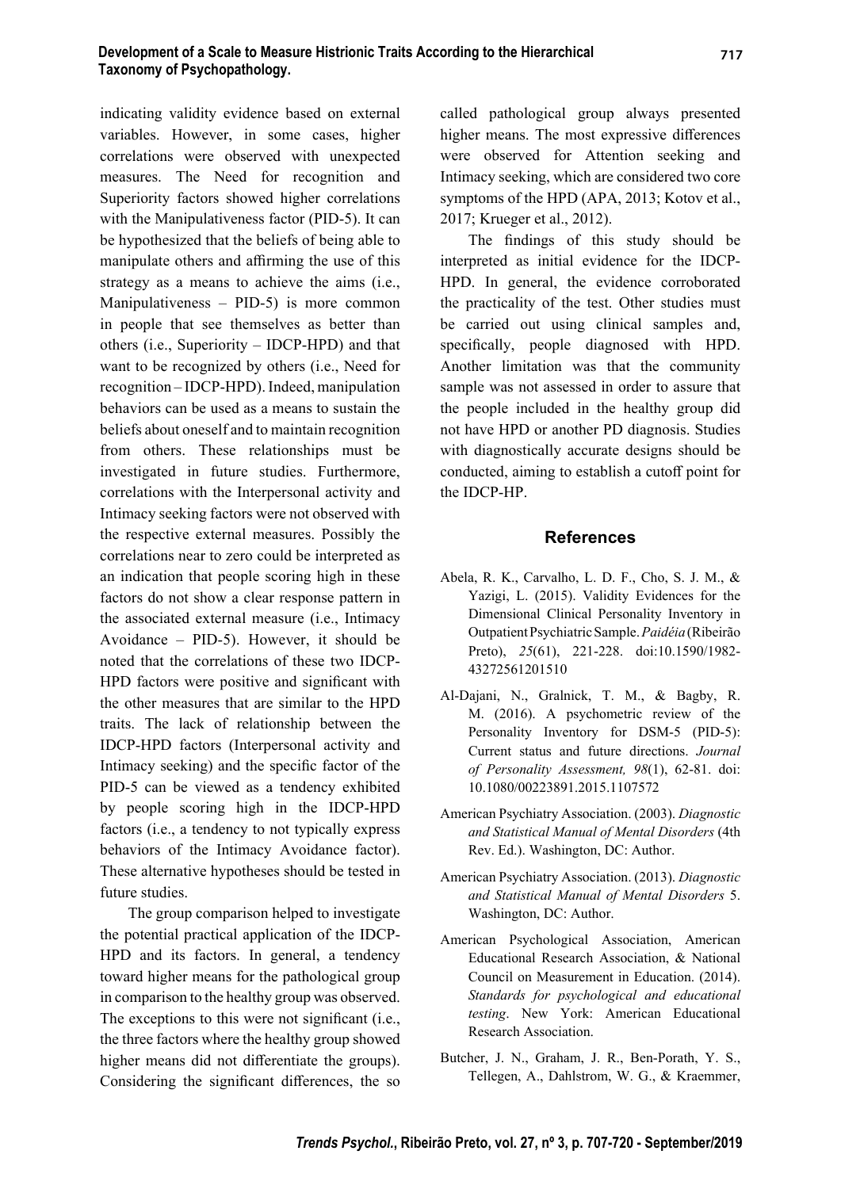indicating validity evidence based on external variables. However, in some cases, higher correlations were observed with unexpected measures. The Need for recognition and Superiority factors showed higher correlations with the Manipulativeness factor (PID-5). It can be hypothesized that the beliefs of being able to manipulate others and affirming the use of this strategy as a means to achieve the aims (i.e., Manipulativeness – PID-5) is more common in people that see themselves as better than others (i.e., Superiority – IDCP-HPD) and that want to be recognized by others (i.e., Need for recognition – IDCP-HPD). Indeed, manipulation behaviors can be used as a means to sustain the beliefs about oneself and to maintain recognition from others. These relationships must be investigated in future studies. Furthermore, correlations with the Interpersonal activity and Intimacy seeking factors were not observed with the respective external measures. Possibly the correlations near to zero could be interpreted as an indication that people scoring high in these factors do not show a clear response pattern in the associated external measure (i.e., Intimacy Avoidance – PID-5). However, it should be noted that the correlations of these two IDCP-HPD factors were positive and significant with the other measures that are similar to the HPD traits. The lack of relationship between the IDCP-HPD factors (Interpersonal activity and Intimacy seeking) and the specific factor of the PID-5 can be viewed as a tendency exhibited by people scoring high in the IDCP-HPD factors (i.e., a tendency to not typically express behaviors of the Intimacy Avoidance factor). These alternative hypotheses should be tested in future studies.

The group comparison helped to investigate the potential practical application of the IDCP-HPD and its factors. In general, a tendency toward higher means for the pathological group in comparison to the healthy group was observed. The exceptions to this were not significant (i.e., the three factors where the healthy group showed higher means did not differentiate the groups). Considering the significant differences, the so called pathological group always presented higher means. The most expressive differences were observed for Attention seeking and Intimacy seeking, which are considered two core symptoms of the HPD (APA, 2013; Kotov et al., 2017; Krueger et al., 2012).

The findings of this study should be interpreted as initial evidence for the IDCP-HPD. In general, the evidence corroborated the practicality of the test. Other studies must be carried out using clinical samples and, specifically, people diagnosed with HPD. Another limitation was that the community sample was not assessed in order to assure that the people included in the healthy group did not have HPD or another PD diagnosis. Studies with diagnostically accurate designs should be conducted, aiming to establish a cutoff point for the IDCP-HP.

## References

Abela, R. K., Carvalho, L. D. F., Cho, S. J. M., & Yazigi, L. (2015). Validity Evidences for the Dimensional Clinical Personality Inventory in Outpatient Psychiatric Sample. *Paidéia* (Ribeirão Preto), *25*(61), 221-228. doi:10.1590/1982-43272561201510

Al-Dajani, N., Gralnick, T. M., & Bagby, R. M. (2016). A psychometric review of the Personality Inventory for DSM-5 (PID-5): Current status and future directions. *Journal of Personality Assessment, 98*(1), 62-81. doi: 10.1080/00223891.2015.1107572

American Psychiatry Association. (2003). *Diagnostic and Statistical Manual of Mental Disorders* (4th Rev. Ed.). Washington, DC: Author.

American Psychiatry Association. (2013). *Diagnostic and Statistical Manual of Mental Disorders* 5. Washington, DC: Author.

American Psychological Association, American Educational Research Association, & National Council on Measurement in Education. (2014). *Standards for psychological and educational testing*. New York: American Educational Research Association.

Butcher, J. N., Graham, J. R., Ben-Porath, Y. S., Tellegen, A., Dahlstrom, W. G., & Kraemmer,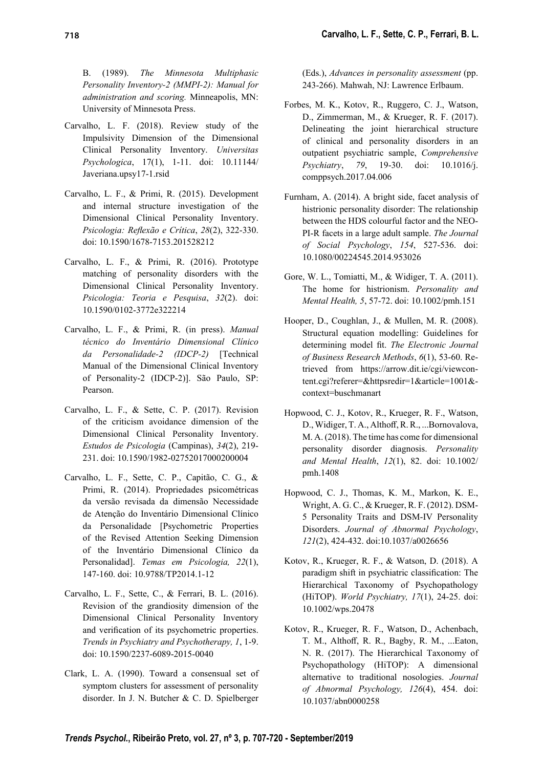B. (1989). *The Minnesota Multiphasic Personality Inventory-2 (MMPI-2): Manual for administration and scoring.* Minneapolis, MN: University of Minnesota Press.

Carvalho, L. F. (2018). Review study of the Impulsivity Dimension of the Dimensional Clinical Personality Inventory. *Universitas Psychologica*, 17(1), 1-11. doi: 10.11144/ Javeriana.upsy17-1.rsid

Carvalho, L. F., & Primi, R. (2015). Development and internal structure investigation of the Dimensional Clinical Personality Inventory. *Psicologia: Reflexão e Crítica*, *28*(2), 322-330. doi: 10.1590/1678-7153.201528212

Carvalho, L. F., & Primi, R. (2016). Prototype matching of personality disorders with the Dimensional Clinical Personality Inventory. *Psicologia: Teoria e Pesquisa*, *32*(2). doi: 10.1590/0102-3772e322214

Carvalho, L. F., & Primi, R. (in press). *Manual técnico do Inventário Dimensional Clínico da Personalidade-2 (IDCP-2)* [Technical Manual of the Dimensional Clinical Inventory of Personality-2 (IDCP-2)]. São Paulo, SP: Pearson.

Carvalho, L. F., & Sette, C. P. (2017). Revision of the criticism avoidance dimension of the Dimensional Clinical Personality Inventory. *Estudos de Psicologia* (Campinas), *34*(2), 219-231. doi: 10.1590/1982-02752017000200004

Carvalho, L. F., Sette, C. P., Capitão, C. G., & Primi, R. (2014). Propriedades psicométricas da versão revisada da dimensão Necessidade de Atenção do Inventário Dimensional Clínico da Personalidade [Psychometric Properties of the Revised Attention Seeking Dimension of the Inventário Dimensional Clínico da Personalidad]. *Temas em Psicologia, 22*(1), 147-160. doi: 10.9788/TP2014.1-12

Carvalho, L. F., Sette, C., & Ferrari, B. L. (2016). Revision of the grandiosity dimension of the Dimensional Clinical Personality Inventory and verification of its psychometric properties. *Trends in Psychiatry and Psychotherapy, 1*, 1-9. doi: 10.1590/2237-6089-2015-0040

Clark, L. A. (1990). Toward a consensual set of symptom clusters for assessment of personality disorder. In J. N. Butcher & C. D. Spielberger (Eds.), *Advances in personality assessment* (pp. 243-266). Mahwah, NJ: Lawrence Erlbaum.

Forbes, M. K., Kotov, R., Ruggero, C. J., Watson, D., Zimmerman, M., & Krueger, R. F. (2017). Delineating the joint hierarchical structure of clinical and personality disorders in an outpatient psychiatric sample, *Comprehensive Psychiatry*, *79*, 19-30. doi: 10.1016/j. comppsych.2017.04.006

Furnham, A. (2014). A bright side, facet analysis of histrionic personality disorder: The relationship between the HDS colourful factor and the NEO-PI-R facets in a large adult sample. *The Journal of Social Psychology*, *154*, 527-536. doi: 10.1080/00224545.2014.953026

Gore, W. L., Tomiatti, M., & Widiger, T. A. (2011). The home for histrionism. *Personality and Mental Health, 5*, 57-72. doi: 10.1002/pmh.151

Hooper, D., Coughlan, J., & Mullen, M. R. (2008). Structural equation modelling: Guidelines for determining model fit. *The Electronic Journal of Business Research Methods*, *6*(1), 53-60. Retrieved from https://arrow.dit.ie/cgi/viewcontent.cgi?referer=&httpsredir=1&article=1001&context=buschmanart

Hopwood, C. J., Kotov, R., Krueger, R. F., Watson, D., Widiger, T. A., Althoff, R. R., ...Bornovalova, M. A. (2018). The time has come for dimensional personality disorder diagnosis. *Personality and Mental Health*, *12*(1), 82. doi: 10.1002/ pmh.1408

Hopwood, C. J., Thomas, K. M., Markon, K. E., Wright, A. G. C., & Krueger, R. F. (2012). DSM-5 Personality Traits and DSM-IV Personality Disorders. *Journal of Abnormal Psychology*, *121*(2), 424-432. doi:10.1037/a0026656

Kotov, R., Krueger, R. F., & Watson, D. (2018). A paradigm shift in psychiatric classification: The Hierarchical Taxonomy of Psychopathology (HiTOP). *World Psychiatry, 17*(1), 24-25. doi: 10.1002/wps.20478

Kotov, R., Krueger, R. F., Watson, D., Achenbach, T. M., Althoff, R. R., Bagby, R. M., ...Eaton, N. R. (2017). The Hierarchical Taxonomy of Psychopathology (HiTOP): A dimensional alternative to traditional nosologies. *Journal of Abnormal Psychology, 126*(4), 454. doi: 10.1037/abn0000258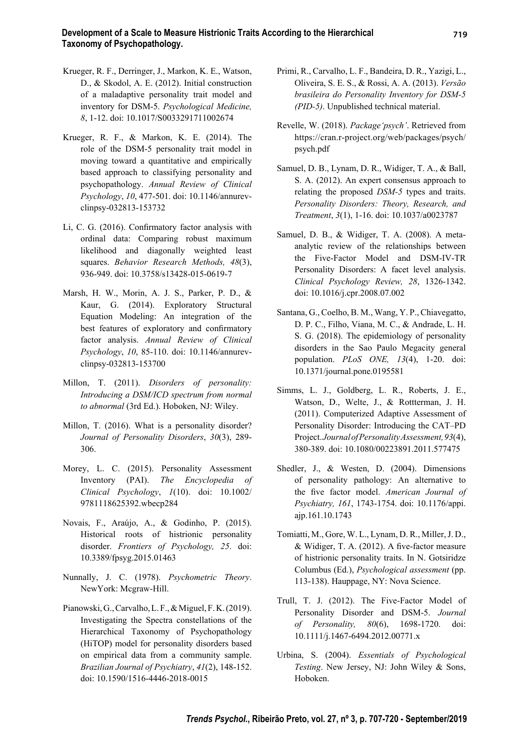Krueger, R. F., Derringer, J., Markon, K. E., Watson, D., & Skodol, A. E. (2012). Initial construction of a maladaptive personality trait model and inventory for DSM-5. *Psychological Medicine, 8*, 1-12. doi: 10.1017/S0033291711002674

Krueger, R. F., & Markon, K. E. (2014). The role of the DSM-5 personality trait model in moving toward a quantitative and empirically based approach to classifying personality and psychopathology. *Annual Review of Clinical Psychology*, *10*, 477-501. doi: 10.1146/annurev-clinpsy-032813-153732

Li, C. G. (2016). Confirmatory factor analysis with ordinal data: Comparing robust maximum likelihood and diagonally weighted least squares. *Behavior Research Methods, 48*(3), 936-949. doi: 10.3758/s13428-015-0619-7

Marsh, H. W., Morin, A. J. S., Parker, P. D., & Kaur, G. (2014). Exploratory Structural Equation Modeling: An integration of the best features of exploratory and confirmatory factor analysis. *Annual Review of Clinical Psychology*, *10*, 85-110. doi: 10.1146/annurev-clinpsy-032813-153700

Millon, T. (2011). *Disorders of personality: Introducing a DSM/ICD spectrum from normal to abnormal* (3rd Ed.). Hoboken, NJ: Wiley.

Millon, T. (2016). What is a personality disorder? *Journal of Personality Disorders*, *30*(3), 289-306.

Morey, L. C. (2015). Personality Assessment Inventory (PAI). *The Encyclopedia of Clinical Psychology*, *1*(10). doi: 10.1002/9781118625392.wbecp284

Novais, F., Araújo, A., & Godinho, P. (2015). Historical roots of histrionic personality disorder. *Frontiers of Psychology, 25*. doi: 10.3389/fpsyg.2015.01463

Nunnally, J. C. (1978). *Psychometric Theory*. NewYork: Mcgraw-Hill.

Pianowski, G., Carvalho, L. F., & Miguel, F. K. (2019). Investigating the Spectra constellations of the Hierarchical Taxonomy of Psychopathology (HiTOP) model for personality disorders based on empirical data from a community sample. *Brazilian Journal of Psychiatry*, *41*(2), 148-152. doi: 10.1590/1516-4446-2018-0015

Primi, R., Carvalho, L. F., Bandeira, D. R., Yazigi, L., Oliveira, S. E. S., & Rossi, A. A. (2013). *Versão brasileira do Personality Inventory for DSM-5 (PID-5)*. Unpublished technical material.

Revelle, W. (2018). *Package'psych'*. Retrieved from https://cran.r-project.org/web/packages/psych/psych.pdf

Samuel, D. B., Lynam, D. R., Widiger, T. A., & Ball, S. A. (2012). An expert consensus approach to relating the proposed *DSM-5* types and traits. *Personality Disorders: Theory, Research, and Treatment*, *3*(1), 1-16. doi: 10.1037/a0023787

Samuel, D. B., & Widiger, T. A. (2008). A meta-analytic review of the relationships between the Five-Factor Model and DSM-IV-TR Personality Disorders: A facet level analysis. *Clinical Psychology Review, 28*, 1326-1342. doi: 10.1016/j.cpr.2008.07.002

Santana, G., Coelho, B. M., Wang, Y. P., Chiavegatto, D. P. C., Filho, Viana, M. C., & Andrade, L. H. S. G. (2018). The epidemiology of personality disorders in the Sao Paulo Megacity general population. *PLoS ONE, 13*(4), 1-20. doi: 10.1371/journal.pone.0195581

Simms, L. J., Goldberg, L. R., Roberts, J. E., Watson, D., Welte, J., & Rottterman, J. H. (2011). Computerized Adaptive Assessment of Personality Disorder: Introducing the CAT–PD Project. *Journal of Personality Assessment, 93*(4), 380-389. doi: 10.1080/00223891.2011.577475

Shedler, J., & Westen, D. (2004). Dimensions of personality pathology: An alternative to the five factor model. *American Journal of Psychiatry, 161*, 1743-1754. doi: 10.1176/appi.ajp.161.10.1743

Tomiatti, M., Gore, W. L., Lynam, D. R., Miller, J. D., & Widiger, T. A. (2012). A five-factor measure of histrionic personality traits. In N. Gotsiridze Columbus (Ed.), *Psychological assessment* (pp. 113-138). Hauppage, NY: Nova Science.

Trull, T. J. (2012). The Five-Factor Model of Personality Disorder and DSM-5. *Journal of Personality, 80*(6), 1698-1720. doi: 10.1111/j.1467-6494.2012.00771.x

Urbina, S. (2004). *Essentials of Psychological Testing*. New Jersey, NJ: John Wiley & Sons, Hoboken.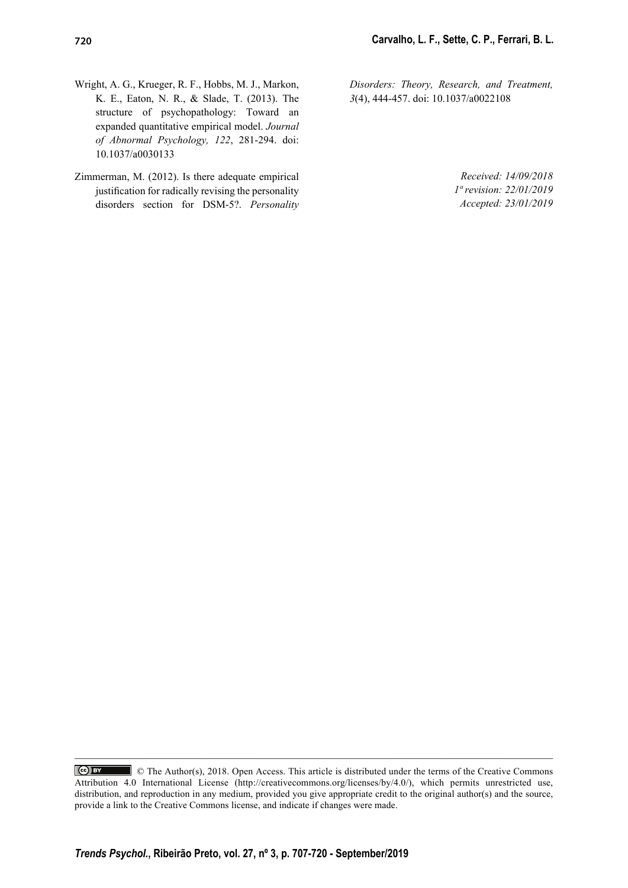Wright, A. G., Krueger, R. F., Hobbs, M. J., Markon, K. E., Eaton, N. R., & Slade, T. (2013). The structure of psychopathology: Toward an expanded quantitative empirical model. *Journal of Abnormal Psychology, 122*, 281-294. doi: 10.1037/a0030133

Zimmerman, M. (2012). Is there adequate empirical justification for radically revising the personality disorders section for DSM-5?. *Personality Disorders: Theory, Research, and Treatment, 3*(4), 444-457. doi: 10.1037/a0022108

*Received: 14/09/2018*
*1ª revision: 22/01/2019*
*Accepted: 23/01/2019*

© The Author(s), 2018. Open Access. This article is distributed under the terms of the Creative Commons Attribution 4.0 International License (http://creativecommons.org/licenses/by/4.0/), which permits unrestricted use, distribution, and reproduction in any medium, provided you give appropriate credit to the original author(s) and the source, provide a link to the Creative Commons license, and indicate if changes were made.